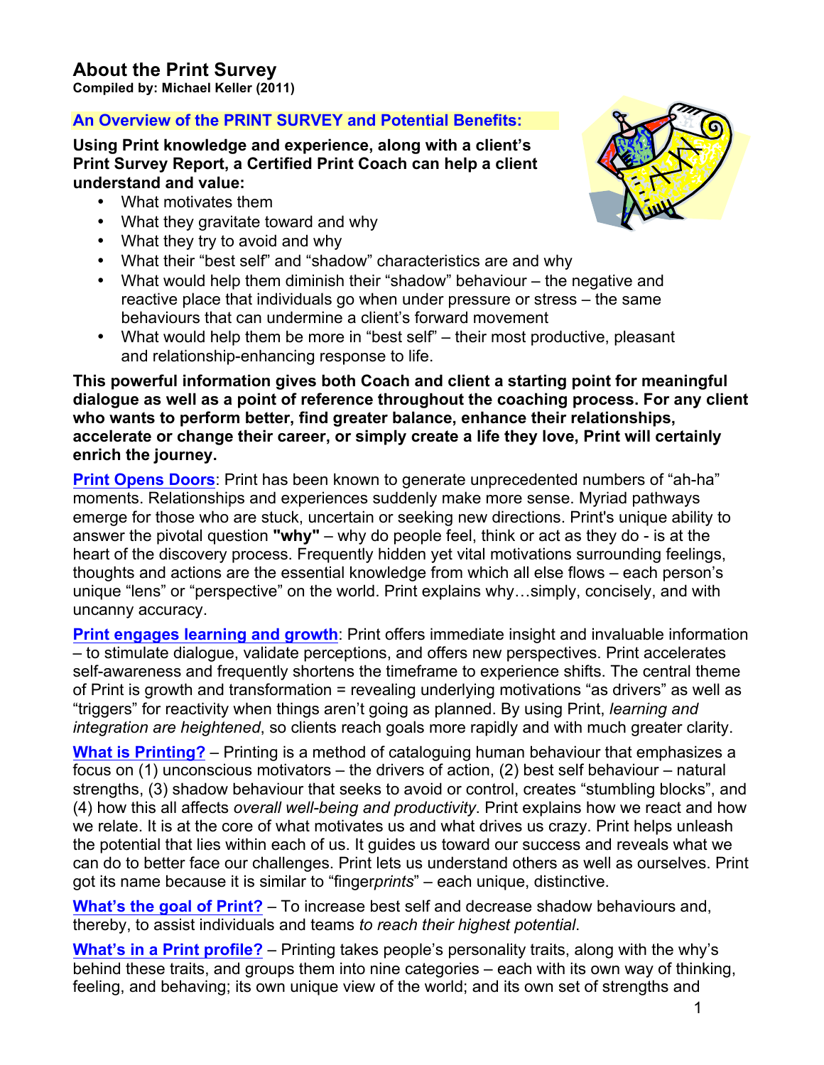# About the Print Survey

**Compiled by: Michael Keller (2011)**

## An Overview of the PRINT SURVEY and Potential Benefits:

**Using Print knowledge and experience, along with a client's Print Survey Report, a Certified Print Coach can help a client understand and value:**

- What motivates them
- What they gravitate toward and why
- What they try to avoid and why
- What their "best self" and "shadow" characteristics are and why
- What would help them diminish their "shadow" behaviour – the negative and reactive place that individuals go when under pressure or stress – the same behaviours that can undermine a client's forward movement
- What would help them be more in "best self" – their most productive, pleasant and relationship-enhancing response to life.

**This powerful information gives both Coach and client a starting point for meaningful dialogue as well as a point of reference throughout the coaching process. For any client who wants to perform better, find greater balance, enhance their relationships, accelerate or change their career, or simply create a life they love, Print will certainly enrich the journey.**

**Print Opens Doors**: Print has been known to generate unprecedented numbers of "ah-ha" moments. Relationships and experiences suddenly make more sense. Myriad pathways emerge for those who are stuck, uncertain or seeking new directions. Print's unique ability to answer the pivotal question **"why"** – why do people feel, think or act as they do - is at the heart of the discovery process. Frequently hidden yet vital motivations surrounding feelings, thoughts and actions are the essential knowledge from which all else flows – each person's unique "lens" or "perspective" on the world. Print explains why…simply, concisely, and with uncanny accuracy.

**Print engages learning and growth**: Print offers immediate insight and invaluable information – to stimulate dialogue, validate perceptions, and offers new perspectives. Print accelerates self-awareness and frequently shortens the timeframe to experience shifts. The central theme of Print is growth and transformation = revealing underlying motivations "as drivers" as well as "triggers" for reactivity when things aren't going as planned. By using Print, *learning and integration are heightened*, so clients reach goals more rapidly and with much greater clarity.

**What is Printing?** – Printing is a method of cataloguing human behaviour that emphasizes a focus on (1) unconscious motivators – the drivers of action, (2) best self behaviour – natural strengths, (3) shadow behaviour that seeks to avoid or control, creates "stumbling blocks", and (4) how this all affects *overall well-being and productivity*. Print explains how we react and how we relate. It is at the core of what motivates us and what drives us crazy. Print helps unleash the potential that lies within each of us. It guides us toward our success and reveals what we can do to better face our challenges. Print lets us understand others as well as ourselves. Print got its name because it is similar to "finger*prints*" – each unique, distinctive.

**What's the goal of Print?** – To increase best self and decrease shadow behaviours and, thereby, to assist individuals and teams *to reach their highest potential*.

**What's in a Print profile?** – Printing takes people's personality traits, along with the why's behind these traits, and groups them into nine categories – each with its own way of thinking, feeling, and behaving; its own unique view of the world; and its own set of strengths and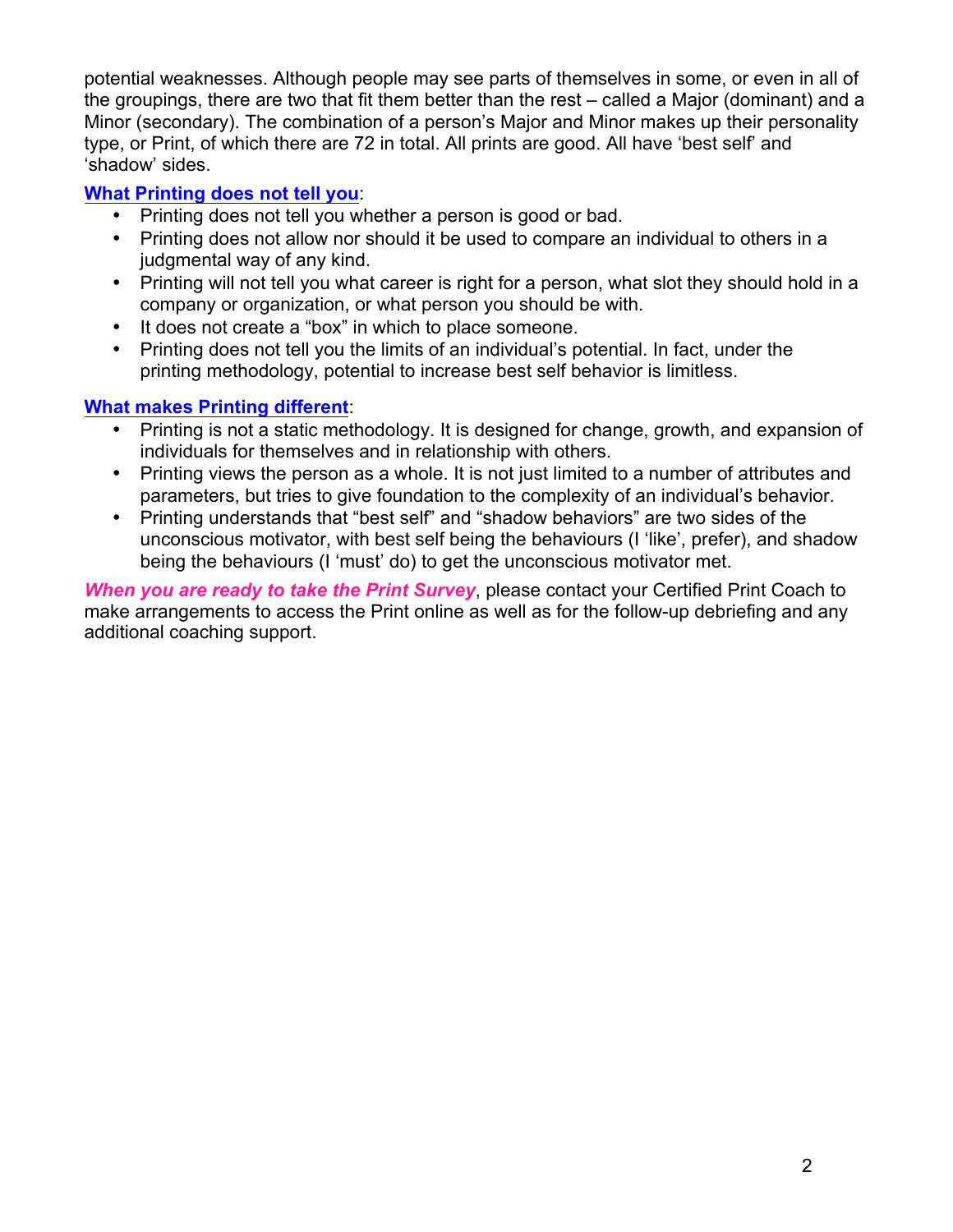potential weaknesses. Although people may see parts of themselves in some, or even in all of the groupings, there are two that fit them better than the rest – called a Major (dominant) and a Minor (secondary). The combination of a person's Major and Minor makes up their personality type, or Print, of which there are 72 in total. All prints are good. All have 'best self' and 'shadow' sides.

**What Printing does not tell you**:

- Printing does not tell you whether a person is good or bad.
- Printing does not allow nor should it be used to compare an individual to others in a judgmental way of any kind.
- Printing will not tell you what career is right for a person, what slot they should hold in a company or organization, or what person you should be with.
- It does not create a "box" in which to place someone.
- Printing does not tell you the limits of an individual's potential. In fact, under the printing methodology, potential to increase best self behavior is limitless.

**What makes Printing different**:

- Printing is not a static methodology. It is designed for change, growth, and expansion of individuals for themselves and in relationship with others.
- Printing views the person as a whole. It is not just limited to a number of attributes and parameters, but tries to give foundation to the complexity of an individual's behavior.
- Printing understands that "best self" and "shadow behaviors" are two sides of the unconscious motivator, with best self being the behaviours (I 'like', prefer), and shadow being the behaviours (I 'must' do) to get the unconscious motivator met.

***When you are ready to take the Print Survey***, please contact your Certified Print Coach to make arrangements to access the Print online as well as for the follow-up debriefing and any additional coaching support.